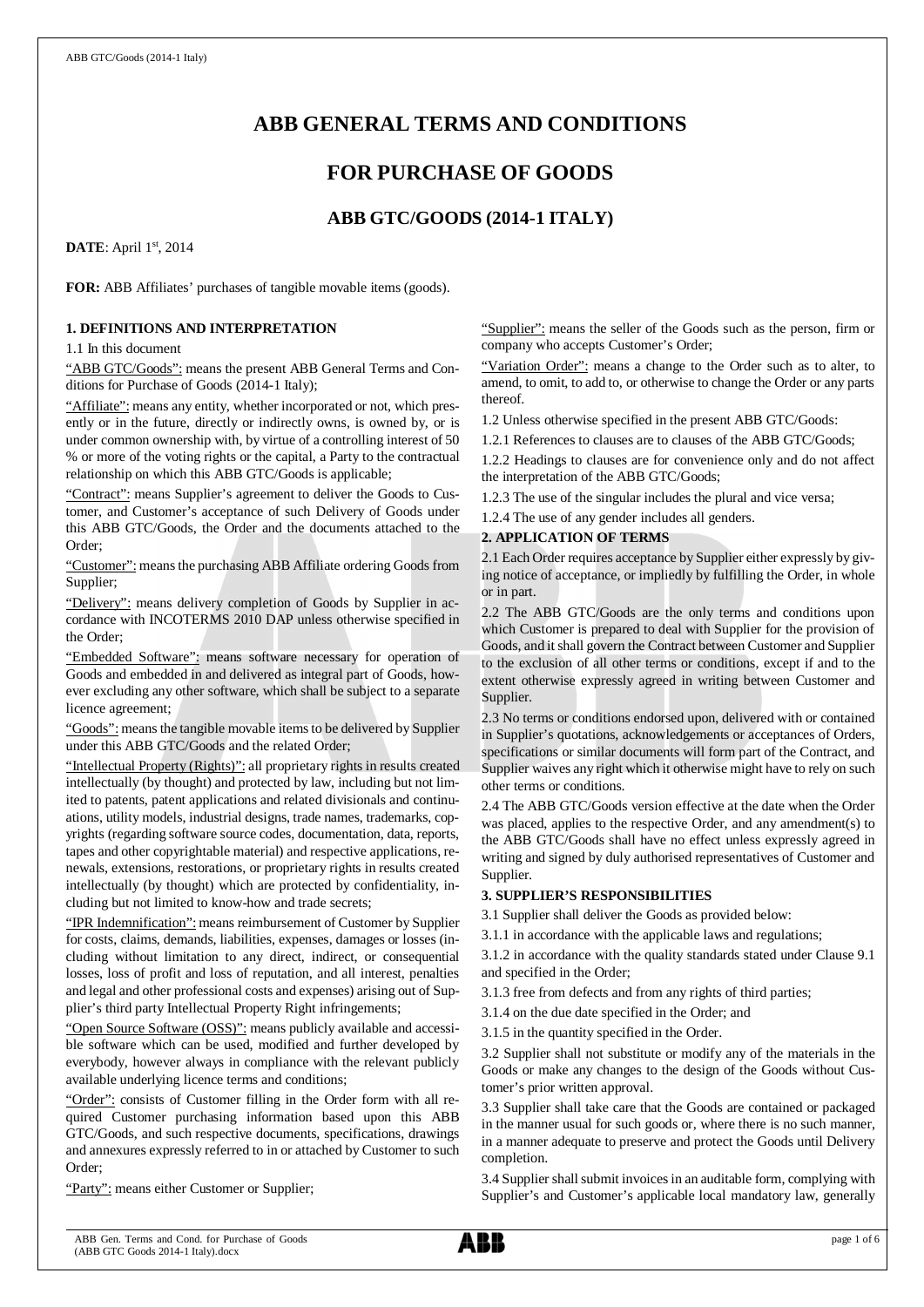# ABB GENERAL TERMS AND CONDITIONS

# FOR PURCHASE OF GOODS

## ABB GTC/GOODS (2014-1 ITALY)

**DATE**: April 1st, 2014

**FOR:** ABB Affiliates' purchases of tangible movable items (goods).

### 1. DEFINITIONS AND INTERPRETATION

1.1 In this document

"ABB GTC/Goods": means the present ABB General Terms and Conditions for Purchase of Goods (2014-1 Italy);

"Affiliate": means any entity, whether incorporated or not, which presently or in the future, directly or indirectly owns, is owned by, or is under common ownership with, by virtue of a controlling interest of 50 % or more of the voting rights or the capital, a Party to the contractual relationship on which this ABB GTC/Goods is applicable;

"Contract": means Supplier's agreement to deliver the Goods to Customer, and Customer's acceptance of such Delivery of Goods under this ABB GTC/Goods, the Order and the documents attached to the Order;

"Customer": means the purchasing ABB Affiliate ordering Goods from Supplier;

"Delivery": means delivery completion of Goods by Supplier in accordance with INCOTERMS 2010 DAP unless otherwise specified in the Order;

"Embedded Software": means software necessary for operation of Goods and embedded in and delivered as integral part of Goods, however excluding any other software, which shall be subject to a separate licence agreement;

"Goods": means the tangible movable items to be delivered by Supplier under this ABB GTC/Goods and the related Order;

"Intellectual Property (Rights)": all proprietary rights in results created intellectually (by thought) and protected by law, including but not limited to patents, patent applications and related divisionals and continuations, utility models, industrial designs, trade names, trademarks, copyrights (regarding software source codes, documentation, data, reports, tapes and other copyrightable material) and respective applications, renewals, extensions, restorations, or proprietary rights in results created intellectually (by thought) which are protected by confidentiality, including but not limited to know-how and trade secrets;

"IPR Indemnification": means reimbursement of Customer by Supplier for costs, claims, demands, liabilities, expenses, damages or losses (including without limitation to any direct, indirect, or consequential losses, loss of profit and loss of reputation, and all interest, penalties and legal and other professional costs and expenses) arising out of Supplier's third party Intellectual Property Right infringements;

"Open Source Software (OSS)": means publicly available and accessible software which can be used, modified and further developed by everybody, however always in compliance with the relevant publicly available underlying licence terms and conditions;

"Order": consists of Customer filling in the Order form with all required Customer purchasing information based upon this ABB GTC/Goods, and such respective documents, specifications, drawings and annexures expressly referred to in or attached by Customer to such Order;

"Party": means either Customer or Supplier;

"Supplier": means the seller of the Goods such as the person, firm or company who accepts Customer's Order;

"Variation Order": means a change to the Order such as to alter, to amend, to omit, to add to, or otherwise to change the Order or any parts thereof.

1.2 Unless otherwise specified in the present ABB GTC/Goods:

1.2.1 References to clauses are to clauses of the ABB GTC/Goods;

1.2.2 Headings to clauses are for convenience only and do not affect the interpretation of the ABB GTC/Goods;

1.2.3 The use of the singular includes the plural and vice versa;

1.2.4 The use of any gender includes all genders.

### 2. APPLICATION OF TERMS

2.1 Each Order requires acceptance by Supplier either expressly by giving notice of acceptance, or impliedly by fulfilling the Order, in whole or in part.

2.2 The ABB GTC/Goods are the only terms and conditions upon which Customer is prepared to deal with Supplier for the provision of Goods, and it shall govern the Contract between Customer and Supplier to the exclusion of all other terms or conditions, except if and to the extent otherwise expressly agreed in writing between Customer and Supplier.

2.3 No terms or conditions endorsed upon, delivered with or contained in Supplier's quotations, acknowledgements or acceptances of Orders, specifications or similar documents will form part of the Contract, and Supplier waives any right which it otherwise might have to rely on such other terms or conditions.

2.4 The ABB GTC/Goods version effective at the date when the Order was placed, applies to the respective Order, and any amendment(s) to the ABB GTC/Goods shall have no effect unless expressly agreed in writing and signed by duly authorised representatives of Customer and Supplier.

### 3. SUPPLIER'S RESPONSIBILITIES

3.1 Supplier shall deliver the Goods as provided below:

3.1.1 in accordance with the applicable laws and regulations;

3.1.2 in accordance with the quality standards stated under Clause 9.1 and specified in the Order;

3.1.3 free from defects and from any rights of third parties;

3.1.4 on the due date specified in the Order; and

3.1.5 in the quantity specified in the Order.

3.2 Supplier shall not substitute or modify any of the materials in the Goods or make any changes to the design of the Goods without Customer's prior written approval.

3.3 Supplier shall take care that the Goods are contained or packaged in the manner usual for such goods or, where there is no such manner, in a manner adequate to preserve and protect the Goods until Delivery completion.

3.4 Supplier shall submit invoices in an auditable form, complying with Supplier's and Customer's applicable local mandatory law, generally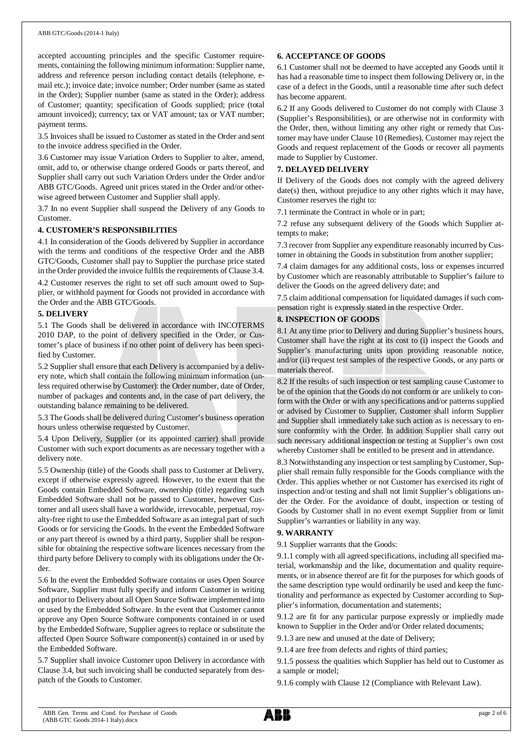accepted accounting principles and the specific Customer requirements, containing the following minimum information: Supplier name, address and reference person including contact details (telephone, e-mail etc.); invoice date; invoice number; Order number (same as stated in the Order); Supplier number (same as stated in the Order); address of Customer; quantity; specification of Goods supplied; price (total amount invoiced); currency; tax or VAT amount; tax or VAT number; payment terms.

3.5 Invoices shall be issued to Customer as stated in the Order and sent to the invoice address specified in the Order.

3.6 Customer may issue Variation Orders to Supplier to alter, amend, omit, add to, or otherwise change ordered Goods or parts thereof, and Supplier shall carry out such Variation Orders under the Order and/or ABB GTC/Goods. Agreed unit prices stated in the Order and/or otherwise agreed between Customer and Supplier shall apply.

3.7 In no event Supplier shall suspend the Delivery of any Goods to Customer.

**4. CUSTOMER'S RESPONSIBILITIES**

4.1 In consideration of the Goods delivered by Supplier in accordance with the terms and conditions of the respective Order and the ABB GTC/Goods, Customer shall pay to Supplier the purchase price stated in the Order provided the invoice fulfils the requirements of Clause 3.4.

4.2 Customer reserves the right to set off such amount owed to Supplier, or withhold payment for Goods not provided in accordance with the Order and the ABB GTC/Goods.

**5. DELIVERY**

5.1 The Goods shall be delivered in accordance with INCOTERMS 2010 DAP, to the point of delivery specified in the Order, or Customer's place of business if no other point of delivery has been specified by Customer.

5.2 Supplier shall ensure that each Delivery is accompanied by a delivery note, which shall contain the following minimum information (unless required otherwise by Customer): the Order number, date of Order, number of packages and contents and, in the case of part delivery, the outstanding balance remaining to be delivered.

5.3 The Goods shall be delivered during Customer's business operation hours unless otherwise requested by Customer.

5.4 Upon Delivery, Supplier (or its appointed carrier) shall provide Customer with such export documents as are necessary together with a delivery note.

5.5 Ownership (title) of the Goods shall pass to Customer at Delivery, except if otherwise expressly agreed. However, to the extent that the Goods contain Embedded Software, ownership (title) regarding such Embedded Software shall not be passed to Customer, however Customer and all users shall have a worldwide, irrevocable, perpetual, royalty-free right to use the Embedded Software as an integral part of such Goods or for servicing the Goods. In the event the Embedded Software or any part thereof is owned by a third party, Supplier shall be responsible for obtaining the respective software licences necessary from the third party before Delivery to comply with its obligations under the Order.

5.6 In the event the Embedded Software contains or uses Open Source Software, Supplier must fully specify and inform Customer in writing and prior to Delivery about all Open Source Software implemented into or used by the Embedded Software. In the event that Customer cannot approve any Open Source Software components contained in or used by the Embedded Software, Supplier agrees to replace or substitute the affected Open Source Software component(s) contained in or used by the Embedded Software.

5.7 Supplier shall invoice Customer upon Delivery in accordance with Clause 3.4, but such invoicing shall be conducted separately from despatch of the Goods to Customer.

**6. ACCEPTANCE OF GOODS**

6.1 Customer shall not be deemed to have accepted any Goods until it has had a reasonable time to inspect them following Delivery or, in the case of a defect in the Goods, until a reasonable time after such defect has become apparent.

6.2 If any Goods delivered to Customer do not comply with Clause 3 (Supplier's Responsibilities), or are otherwise not in conformity with the Order, then, without limiting any other right or remedy that Customer may have under Clause 10 (Remedies), Customer may reject the Goods and request replacement of the Goods or recover all payments made to Supplier by Customer.

**7. DELAYED DELIVERY**

If Delivery of the Goods does not comply with the agreed delivery date(s) then, without prejudice to any other rights which it may have, Customer reserves the right to:

7.1 terminate the Contract in whole or in part;

7.2 refuse any subsequent delivery of the Goods which Supplier attempts to make;

7.3 recover from Supplier any expenditure reasonably incurred by Customer in obtaining the Goods in substitution from another supplier;

7.4 claim damages for any additional costs, loss or expenses incurred by Customer which are reasonably attributable to Supplier's failure to deliver the Goods on the agreed delivery date; and

7.5 claim additional compensation for liquidated damages if such compensation right is expressly stated in the respective Order.

**8. INSPECTION OF GOODS**

8.1 At any time prior to Delivery and during Supplier's business hours, Customer shall have the right at its cost to (i) inspect the Goods and Supplier's manufacturing units upon providing reasonable notice, and/or (ii) request test samples of the respective Goods, or any parts or materials thereof.

8.2 If the results of such inspection or test sampling cause Customer to be of the opinion that the Goods do not conform or are unlikely to conform with the Order or with any specifications and/or patterns supplied or advised by Customer to Supplier, Customer shall inform Supplier and Supplier shall immediately take such action as is necessary to ensure conformity with the Order. In addition Supplier shall carry out such necessary additional inspection or testing at Supplier's own cost whereby Customer shall be entitled to be present and in attendance.

8.3 Notwithstanding any inspection or test sampling by Customer, Supplier shall remain fully responsible for the Goods compliance with the Order. This applies whether or not Customer has exercised its right of inspection and/or testing and shall not limit Supplier's obligations under the Order. For the avoidance of doubt, inspection or testing of Goods by Customer shall in no event exempt Supplier from or limit Supplier's warranties or liability in any way.

**9. WARRANTY**

9.1 Supplier warrants that the Goods:

9.1.1 comply with all agreed specifications, including all specified material, workmanship and the like, documentation and quality requirements, or in absence thereof are fit for the purposes for which goods of the same description type would ordinarily be used and keep the functionality and performance as expected by Customer according to Supplier's information, documentation and statements;

9.1.2 are fit for any particular purpose expressly or impliedly made known to Supplier in the Order and/or Order related documents;

9.1.3 are new and unused at the date of Delivery;

9.1.4 are free from defects and rights of third parties;

9.1.5 possess the qualities which Supplier has held out to Customer as a sample or model;

9.1.6 comply with Clause 12 (Compliance with Relevant Law).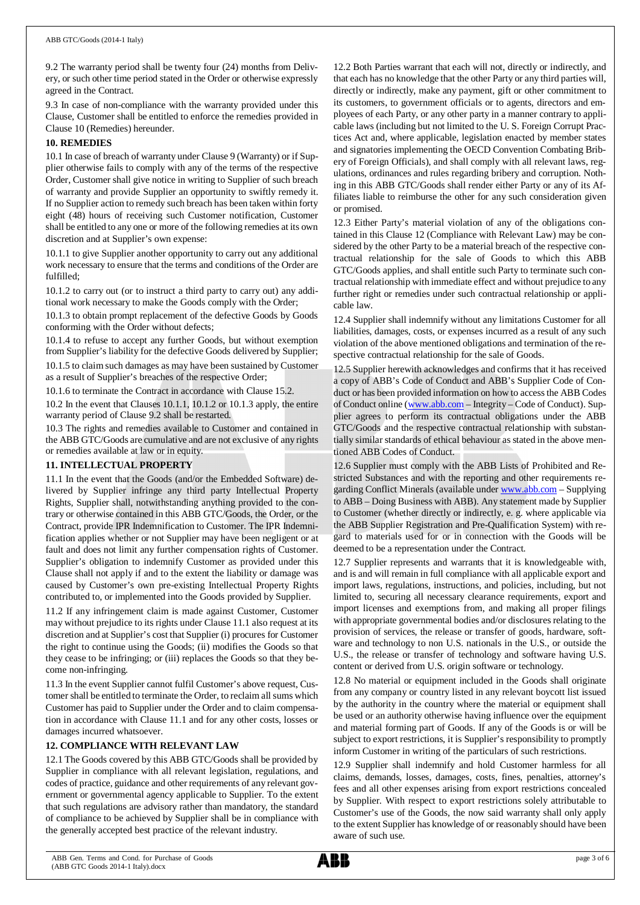9.2 The warranty period shall be twenty four (24) months from Delivery, or such other time period stated in the Order or otherwise expressly agreed in the Contract.

9.3 In case of non-compliance with the warranty provided under this Clause, Customer shall be entitled to enforce the remedies provided in Clause 10 (Remedies) hereunder.

**10. REMEDIES**

10.1 In case of breach of warranty under Clause 9 (Warranty) or if Supplier otherwise fails to comply with any of the terms of the respective Order, Customer shall give notice in writing to Supplier of such breach of warranty and provide Supplier an opportunity to swiftly remedy it. If no Supplier action to remedy such breach has been taken within forty eight (48) hours of receiving such Customer notification, Customer shall be entitled to any one or more of the following remedies at its own discretion and at Supplier's own expense:

10.1.1 to give Supplier another opportunity to carry out any additional work necessary to ensure that the terms and conditions of the Order are fulfilled;

10.1.2 to carry out (or to instruct a third party to carry out) any additional work necessary to make the Goods comply with the Order;

10.1.3 to obtain prompt replacement of the defective Goods by Goods conforming with the Order without defects;

10.1.4 to refuse to accept any further Goods, but without exemption from Supplier's liability for the defective Goods delivered by Supplier;

10.1.5 to claim such damages as may have been sustained by Customer as a result of Supplier's breaches of the respective Order;

10.1.6 to terminate the Contract in accordance with Clause 15.2.

10.2 In the event that Clauses 10.1.1, 10.1.2 or 10.1.3 apply, the entire warranty period of Clause 9.2 shall be restarted.

10.3 The rights and remedies available to Customer and contained in the ABB GTC/Goods are cumulative and are not exclusive of any rights or remedies available at law or in equity.

**11. INTELLECTUAL PROPERTY**

11.1 In the event that the Goods (and/or the Embedded Software) delivered by Supplier infringe any third party Intellectual Property Rights, Supplier shall, notwithstanding anything provided to the contrary or otherwise contained in this ABB GTC/Goods, the Order, or the Contract, provide IPR Indemnification to Customer. The IPR Indemnification applies whether or not Supplier may have been negligent or at fault and does not limit any further compensation rights of Customer. Supplier's obligation to indemnify Customer as provided under this Clause shall not apply if and to the extent the liability or damage was caused by Customer's own pre-existing Intellectual Property Rights contributed to, or implemented into the Goods provided by Supplier.

11.2 If any infringement claim is made against Customer, Customer may without prejudice to its rights under Clause 11.1 also request at its discretion and at Supplier's cost that Supplier (i) procures for Customer the right to continue using the Goods; (ii) modifies the Goods so that they cease to be infringing; or (iii) replaces the Goods so that they become non-infringing.

11.3 In the event Supplier cannot fulfil Customer's above request, Customer shall be entitled to terminate the Order, to reclaim all sums which Customer has paid to Supplier under the Order and to claim compensation in accordance with Clause 11.1 and for any other costs, losses or damages incurred whatsoever.

**12. COMPLIANCE WITH RELEVANT LAW**

12.1 The Goods covered by this ABB GTC/Goods shall be provided by Supplier in compliance with all relevant legislation, regulations, and codes of practice, guidance and other requirements of any relevant government or governmental agency applicable to Supplier. To the extent that such regulations are advisory rather than mandatory, the standard of compliance to be achieved by Supplier shall be in compliance with the generally accepted best practice of the relevant industry.

12.2 Both Parties warrant that each will not, directly or indirectly, and that each has no knowledge that the other Party or any third parties will, directly or indirectly, make any payment, gift or other commitment to its customers, to government officials or to agents, directors and employees of each Party, or any other party in a manner contrary to applicable laws (including but not limited to the U. S. Foreign Corrupt Practices Act and, where applicable, legislation enacted by member states and signatories implementing the OECD Convention Combating Bribery of Foreign Officials), and shall comply with all relevant laws, regulations, ordinances and rules regarding bribery and corruption. Nothing in this ABB GTC/Goods shall render either Party or any of its Affiliates liable to reimburse the other for any such consideration given or promised.

12.3 Either Party's material violation of any of the obligations contained in this Clause 12 (Compliance with Relevant Law) may be considered by the other Party to be a material breach of the respective contractual relationship for the sale of Goods to which this ABB GTC/Goods applies, and shall entitle such Party to terminate such contractual relationship with immediate effect and without prejudice to any further right or remedies under such contractual relationship or applicable law.

12.4 Supplier shall indemnify without any limitations Customer for all liabilities, damages, costs, or expenses incurred as a result of any such violation of the above mentioned obligations and termination of the respective contractual relationship for the sale of Goods.

12.5 Supplier herewith acknowledges and confirms that it has received a copy of ABB's Code of Conduct and ABB's Supplier Code of Conduct or has been provided information on how to access the ABB Codes of Conduct online (www.abb.com – Integrity – Code of Conduct). Supplier agrees to perform its contractual obligations under the ABB GTC/Goods and the respective contractual relationship with substantially similar standards of ethical behaviour as stated in the above mentioned ABB Codes of Conduct.

12.6 Supplier must comply with the ABB Lists of Prohibited and Restricted Substances and with the reporting and other requirements regarding Conflict Minerals (available under www.abb.com – Supplying to ABB – Doing Business with ABB). Any statement made by Supplier to Customer (whether directly or indirectly, e. g. where applicable via the ABB Supplier Registration and Pre-Qualification System) with regard to materials used for or in connection with the Goods will be deemed to be a representation under the Contract.

12.7 Supplier represents and warrants that it is knowledgeable with, and is and will remain in full compliance with all applicable export and import laws, regulations, instructions, and policies, including, but not limited to, securing all necessary clearance requirements, export and import licenses and exemptions from, and making all proper filings with appropriate governmental bodies and/or disclosures relating to the provision of services, the release or transfer of goods, hardware, software and technology to non U.S. nationals in the U.S., or outside the U.S., the release or transfer of technology and software having U.S. content or derived from U.S. origin software or technology.

12.8 No material or equipment included in the Goods shall originate from any company or country listed in any relevant boycott list issued by the authority in the country where the material or equipment shall be used or an authority otherwise having influence over the equipment and material forming part of Goods. If any of the Goods is or will be subject to export restrictions, it is Supplier's responsibility to promptly inform Customer in writing of the particulars of such restrictions.

12.9 Supplier shall indemnify and hold Customer harmless for all claims, demands, losses, damages, costs, fines, penalties, attorney's fees and all other expenses arising from export restrictions concealed by Supplier. With respect to export restrictions solely attributable to Customer's use of the Goods, the now said warranty shall only apply to the extent Supplier has knowledge of or reasonably should have been aware of such use.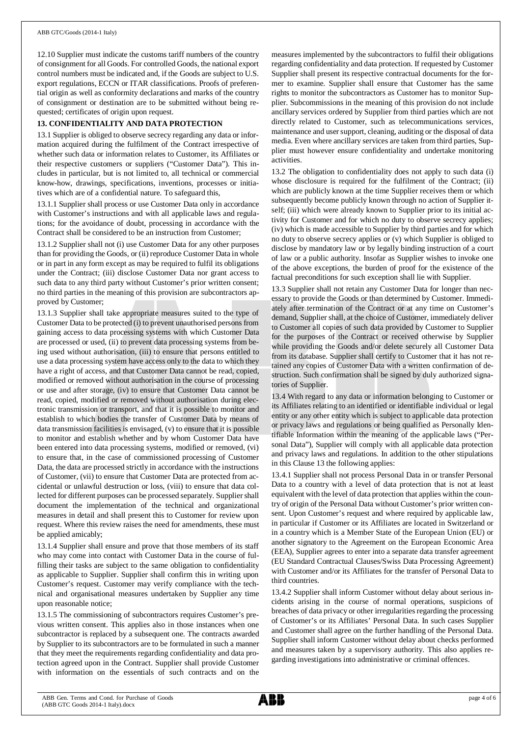12.10 Supplier must indicate the customs tariff numbers of the country of consignment for all Goods. For controlled Goods, the national export control numbers must be indicated and, if the Goods are subject to U.S. export regulations, ECCN or ITAR classifications. Proofs of preferential origin as well as conformity declarations and marks of the country of consignment or destination are to be submitted without being requested; certificates of origin upon request.

**13. CONFIDENTIALITY AND DATA PROTECTION**

13.1 Supplier is obliged to observe secrecy regarding any data or information acquired during the fulfilment of the Contract irrespective of whether such data or information relates to Customer, its Affiliates or their respective customers or suppliers ("Customer Data"). This includes in particular, but is not limited to, all technical or commercial know-how, drawings, specifications, inventions, processes or initiatives which are of a confidential nature. To safeguard this,

13.1.1 Supplier shall process or use Customer Data only in accordance with Customer's instructions and with all applicable laws and regulations; for the avoidance of doubt, processing in accordance with the Contract shall be considered to be an instruction from Customer;

13.1.2 Supplier shall not (i) use Customer Data for any other purposes than for providing the Goods, or (ii) reproduce Customer Data in whole or in part in any form except as may be required to fulfil its obligations under the Contract; (iii) disclose Customer Data nor grant access to such data to any third party without Customer's prior written consent; no third parties in the meaning of this provision are subcontractors approved by Customer;

13.1.3 Supplier shall take appropriate measures suited to the type of Customer Data to be protected (i) to prevent unauthorised persons from gaining access to data processing systems with which Customer Data are processed or used, (ii) to prevent data processing systems from being used without authorisation, (iii) to ensure that persons entitled to use a data processing system have access only to the data to which they have a right of access, and that Customer Data cannot be read, copied, modified or removed without authorisation in the course of processing or use and after storage, (iv) to ensure that Customer Data cannot be read, copied, modified or removed without authorisation during electronic transmission or transport, and that it is possible to monitor and establish to which bodies the transfer of Customer Data by means of data transmission facilities is envisaged, (v) to ensure that it is possible to monitor and establish whether and by whom Customer Data have been entered into data processing systems, modified or removed, (vi) to ensure that, in the case of commissioned processing of Customer Data, the data are processed strictly in accordance with the instructions of Customer, (vii) to ensure that Customer Data are protected from accidental or unlawful destruction or loss, (viii) to ensure that data collected for different purposes can be processed separately. Supplier shall document the implementation of the technical and organizational measures in detail and shall present this to Customer for review upon request. Where this review raises the need for amendments, these must be applied amicably;

13.1.4 Supplier shall ensure and prove that those members of its staff who may come into contact with Customer Data in the course of fulfilling their tasks are subject to the same obligation to confidentiality as applicable to Supplier. Supplier shall confirm this in writing upon Customer's request. Customer may verify compliance with the technical and organisational measures undertaken by Supplier any time upon reasonable notice;

13.1.5 The commissioning of subcontractors requires Customer's previous written consent. This applies also in those instances when one subcontractor is replaced by a subsequent one. The contracts awarded by Supplier to its subcontractors are to be formulated in such a manner that they meet the requirements regarding confidentiality and data protection agreed upon in the Contract. Supplier shall provide Customer with information on the essentials of such contracts and on the measures implemented by the subcontractors to fulfil their obligations regarding confidentiality and data protection. If requested by Customer Supplier shall present its respective contractual documents for the former to examine. Supplier shall ensure that Customer has the same rights to monitor the subcontractors as Customer has to monitor Supplier. Subcommissions in the meaning of this provision do not include ancillary services ordered by Supplier from third parties which are not directly related to Customer, such as telecommunications services, maintenance and user support, cleaning, auditing or the disposal of data media. Even where ancillary services are taken from third parties, Supplier must however ensure confidentiality and undertake monitoring activities.

13.2 The obligation to confidentiality does not apply to such data (i) whose disclosure is required for the fulfilment of the Contract; (ii) which are publicly known at the time Supplier receives them or which subsequently become publicly known through no action of Supplier itself; (iii) which were already known to Supplier prior to its initial activity for Customer and for which no duty to observe secrecy applies; (iv) which is made accessible to Supplier by third parties and for which no duty to observe secrecy applies or (v) which Supplier is obliged to disclose by mandatory law or by legally binding instruction of a court of law or a public authority. Insofar as Supplier wishes to invoke one of the above exceptions, the burden of proof for the existence of the factual preconditions for such exception shall lie with Supplier.

13.3 Supplier shall not retain any Customer Data for longer than necessary to provide the Goods or than determined by Customer. Immediately after termination of the Contract or at any time on Customer's demand, Supplier shall, at the choice of Customer, immediately deliver to Customer all copies of such data provided by Customer to Supplier for the purposes of the Contract or received otherwise by Supplier while providing the Goods and/or delete securely all Customer Data from its database. Supplier shall certify to Customer that it has not retained any copies of Customer Data with a written confirmation of destruction. Such confirmation shall be signed by duly authorized signatories of Supplier.

13.4 With regard to any data or information belonging to Customer or its Affiliates relating to an identified or identifiable individual or legal entity or any other entity which is subject to applicable data protection or privacy laws and regulations or being qualified as Personally Identifiable Information within the meaning of the applicable laws ("Personal Data"), Supplier will comply with all applicable data protection and privacy laws and regulations. In addition to the other stipulations in this Clause 13 the following applies:

13.4.1 Supplier shall not process Personal Data in or transfer Personal Data to a country with a level of data protection that is not at least equivalent with the level of data protection that applies within the country of origin of the Personal Data without Customer's prior written consent. Upon Customer's request and where required by applicable law, in particular if Customer or its Affiliates are located in Switzerland or in a country which is a Member State of the European Union (EU) or another signatory to the Agreement on the European Economic Area (EEA), Supplier agrees to enter into a separate data transfer agreement (EU Standard Contractual Clauses/Swiss Data Processing Agreement) with Customer and/or its Affiliates for the transfer of Personal Data to third countries.

13.4.2 Supplier shall inform Customer without delay about serious incidents arising in the course of normal operations, suspicions of breaches of data privacy or other irregularities regarding the processing of Customer's or its Affiliates' Personal Data. In such cases Supplier and Customer shall agree on the further handling of the Personal Data. Supplier shall inform Customer without delay about checks performed and measures taken by a supervisory authority. This also applies regarding investigations into administrative or criminal offences.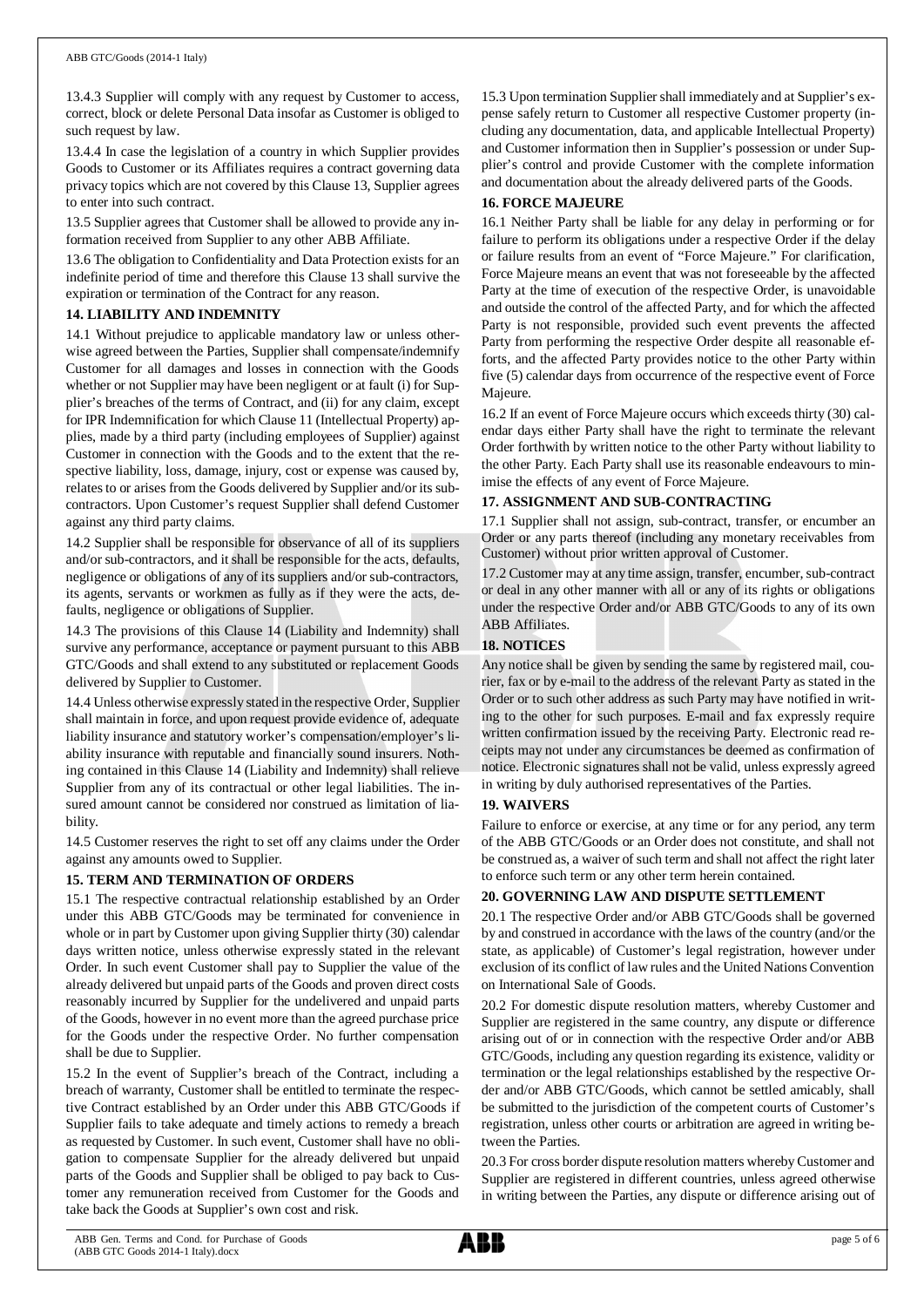13.4.3 Supplier will comply with any request by Customer to access, correct, block or delete Personal Data insofar as Customer is obliged to such request by law.

13.4.4 In case the legislation of a country in which Supplier provides Goods to Customer or its Affiliates requires a contract governing data privacy topics which are not covered by this Clause 13, Supplier agrees to enter into such contract.

13.5 Supplier agrees that Customer shall be allowed to provide any information received from Supplier to any other ABB Affiliate.

13.6 The obligation to Confidentiality and Data Protection exists for an indefinite period of time and therefore this Clause 13 shall survive the expiration or termination of the Contract for any reason.

## 14. LIABILITY AND INDEMNITY

14.1 Without prejudice to applicable mandatory law or unless otherwise agreed between the Parties, Supplier shall compensate/indemnify Customer for all damages and losses in connection with the Goods whether or not Supplier may have been negligent or at fault (i) for Supplier's breaches of the terms of Contract, and (ii) for any claim, except for IPR Indemnification for which Clause 11 (Intellectual Property) applies, made by a third party (including employees of Supplier) against Customer in connection with the Goods and to the extent that the respective liability, loss, damage, injury, cost or expense was caused by, relates to or arises from the Goods delivered by Supplier and/or its subcontractors. Upon Customer's request Supplier shall defend Customer against any third party claims.

14.2 Supplier shall be responsible for observance of all of its suppliers and/or sub-contractors, and it shall be responsible for the acts, defaults, negligence or obligations of any of its suppliers and/or sub-contractors, its agents, servants or workmen as fully as if they were the acts, defaults, negligence or obligations of Supplier.

14.3 The provisions of this Clause 14 (Liability and Indemnity) shall survive any performance, acceptance or payment pursuant to this ABB GTC/Goods and shall extend to any substituted or replacement Goods delivered by Supplier to Customer.

14.4 Unless otherwise expressly stated in the respective Order, Supplier shall maintain in force, and upon request provide evidence of, adequate liability insurance and statutory worker's compensation/employer's liability insurance with reputable and financially sound insurers. Nothing contained in this Clause 14 (Liability and Indemnity) shall relieve Supplier from any of its contractual or other legal liabilities. The insured amount cannot be considered nor construed as limitation of liability.

14.5 Customer reserves the right to set off any claims under the Order against any amounts owed to Supplier.

## 15. TERM AND TERMINATION OF ORDERS

15.1 The respective contractual relationship established by an Order under this ABB GTC/Goods may be terminated for convenience in whole or in part by Customer upon giving Supplier thirty (30) calendar days written notice, unless otherwise expressly stated in the relevant Order. In such event Customer shall pay to Supplier the value of the already delivered but unpaid parts of the Goods and proven direct costs reasonably incurred by Supplier for the undelivered and unpaid parts of the Goods, however in no event more than the agreed purchase price for the Goods under the respective Order. No further compensation shall be due to Supplier.

15.2 In the event of Supplier's breach of the Contract, including a breach of warranty, Customer shall be entitled to terminate the respective Contract established by an Order under this ABB GTC/Goods if Supplier fails to take adequate and timely actions to remedy a breach as requested by Customer. In such event, Customer shall have no obligation to compensate Supplier for the already delivered but unpaid parts of the Goods and Supplier shall be obliged to pay back to Customer any remuneration received from Customer for the Goods and take back the Goods at Supplier's own cost and risk.

15.3 Upon termination Supplier shall immediately and at Supplier's expense safely return to Customer all respective Customer property (including any documentation, data, and applicable Intellectual Property) and Customer information then in Supplier's possession or under Supplier's control and provide Customer with the complete information and documentation about the already delivered parts of the Goods.

## 16. FORCE MAJEURE

16.1 Neither Party shall be liable for any delay in performing or for failure to perform its obligations under a respective Order if the delay or failure results from an event of "Force Majeure." For clarification, Force Majeure means an event that was not foreseeable by the affected Party at the time of execution of the respective Order, is unavoidable and outside the control of the affected Party, and for which the affected Party is not responsible, provided such event prevents the affected Party from performing the respective Order despite all reasonable efforts, and the affected Party provides notice to the other Party within five (5) calendar days from occurrence of the respective event of Force Majeure.

16.2 If an event of Force Majeure occurs which exceeds thirty (30) calendar days either Party shall have the right to terminate the relevant Order forthwith by written notice to the other Party without liability to the other Party. Each Party shall use its reasonable endeavours to minimise the effects of any event of Force Majeure.

## 17. ASSIGNMENT AND SUB-CONTRACTING

17.1 Supplier shall not assign, sub-contract, transfer, or encumber an Order or any parts thereof (including any monetary receivables from Customer) without prior written approval of Customer.

17.2 Customer may at any time assign, transfer, encumber, sub-contract or deal in any other manner with all or any of its rights or obligations under the respective Order and/or ABB GTC/Goods to any of its own ABB Affiliates.

## 18. NOTICES

Any notice shall be given by sending the same by registered mail, courier, fax or by e-mail to the address of the relevant Party as stated in the Order or to such other address as such Party may have notified in writing to the other for such purposes. E-mail and fax expressly require written confirmation issued by the receiving Party. Electronic read receipts may not under any circumstances be deemed as confirmation of notice. Electronic signatures shall not be valid, unless expressly agreed in writing by duly authorised representatives of the Parties.

## 19. WAIVERS

Failure to enforce or exercise, at any time or for any period, any term of the ABB GTC/Goods or an Order does not constitute, and shall not be construed as, a waiver of such term and shall not affect the right later to enforce such term or any other term herein contained.

## 20. GOVERNING LAW AND DISPUTE SETTLEMENT

20.1 The respective Order and/or ABB GTC/Goods shall be governed by and construed in accordance with the laws of the country (and/or the state, as applicable) of Customer's legal registration, however under exclusion of its conflict of law rules and the United Nations Convention on International Sale of Goods.

20.2 For domestic dispute resolution matters, whereby Customer and Supplier are registered in the same country, any dispute or difference arising out of or in connection with the respective Order and/or ABB GTC/Goods, including any question regarding its existence, validity or termination or the legal relationships established by the respective Order and/or ABB GTC/Goods, which cannot be settled amicably, shall be submitted to the jurisdiction of the competent courts of Customer's registration, unless other courts or arbitration are agreed in writing between the Parties.

20.3 For cross border dispute resolution matters whereby Customer and Supplier are registered in different countries, unless agreed otherwise in writing between the Parties, any dispute or difference arising out of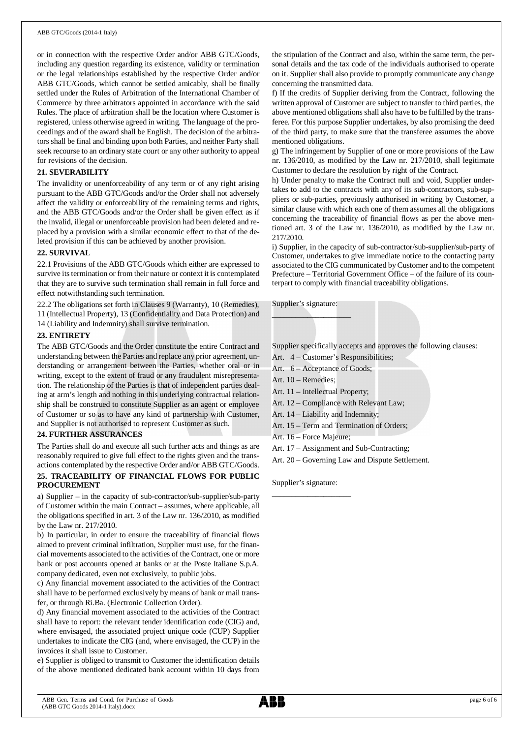or in connection with the respective Order and/or ABB GTC/Goods, including any question regarding its existence, validity or termination or the legal relationships established by the respective Order and/or ABB GTC/Goods, which cannot be settled amicably, shall be finally settled under the Rules of Arbitration of the International Chamber of Commerce by three arbitrators appointed in accordance with the said Rules. The place of arbitration shall be the location where Customer is registered, unless otherwise agreed in writing. The language of the proceedings and of the award shall be English. The decision of the arbitrators shall be final and binding upon both Parties, and neither Party shall seek recourse to an ordinary state court or any other authority to appeal for revisions of the decision.

**21. SEVERABILITY**

The invalidity or unenforceability of any term or of any right arising pursuant to the ABB GTC/Goods and/or the Order shall not adversely affect the validity or enforceability of the remaining terms and rights, and the ABB GTC/Goods and/or the Order shall be given effect as if the invalid, illegal or unenforceable provision had been deleted and replaced by a provision with a similar economic effect to that of the deleted provision if this can be achieved by another provision.

**22. SURVIVAL**

22.1 Provisions of the ABB GTC/Goods which either are expressed to survive its termination or from their nature or context it is contemplated that they are to survive such termination shall remain in full force and effect notwithstanding such termination.

22.2 The obligations set forth in Clauses 9 (Warranty), 10 (Remedies), 11 (Intellectual Property), 13 (Confidentiality and Data Protection) and 14 (Liability and Indemnity) shall survive termination.

**23. ENTIRETY**

The ABB GTC/Goods and the Order constitute the entire Contract and understanding between the Parties and replace any prior agreement, understanding or arrangement between the Parties, whether oral or in writing, except to the extent of fraud or any fraudulent misrepresentation. The relationship of the Parties is that of independent parties dealing at arm's length and nothing in this underlying contractual relationship shall be construed to constitute Supplier as an agent or employee of Customer or so as to have any kind of partnership with Customer, and Supplier is not authorised to represent Customer as such.

**24. FURTHER ASSURANCES**

The Parties shall do and execute all such further acts and things as are reasonably required to give full effect to the rights given and the transactions contemplated by the respective Order and/or ABB GTC/Goods.

**25. TRACEABILITY OF FINANCIAL FLOWS FOR PUBLIC PROCUREMENT**

a) Supplier – in the capacity of sub-contractor/sub-supplier/sub-party of Customer within the main Contract – assumes, where applicable, all the obligations specified in art. 3 of the Law nr. 136/2010, as modified by the Law nr. 217/2010.

b) In particular, in order to ensure the traceability of financial flows aimed to prevent criminal infiltration, Supplier must use, for the financial movements associated to the activities of the Contract, one or more bank or post accounts opened at banks or at the Poste Italiane S.p.A. company dedicated, even not exclusively, to public jobs.

c) Any financial movement associated to the activities of the Contract shall have to be performed exclusively by means of bank or mail transfer, or through Ri.Ba. (Electronic Collection Order).

d) Any financial movement associated to the activities of the Contract shall have to report: the relevant tender identification code (CIG) and, where envisaged, the associated project unique code (CUP) Supplier undertakes to indicate the CIG (and, where envisaged, the CUP) in the invoices it shall issue to Customer.

e) Supplier is obliged to transmit to Customer the identification details of the above mentioned dedicated bank account within 10 days from the stipulation of the Contract and also, within the same term, the personal details and the tax code of the individuals authorised to operate on it. Supplier shall also provide to promptly communicate any change concerning the transmitted data.

f) If the credits of Supplier deriving from the Contract, following the written approval of Customer are subject to transfer to third parties, the above mentioned obligations shall also have to be fulfilled by the transferee. For this purpose Supplier undertakes, by also promising the deed of the third party, to make sure that the transferee assumes the above mentioned obligations.

g) The infringement by Supplier of one or more provisions of the Law nr. 136/2010, as modified by the Law nr. 217/2010, shall legitimate Customer to declare the resolution by right of the Contract.

h) Under penalty to make the Contract null and void, Supplier undertakes to add to the contracts with any of its sub-contractors, sub-suppliers or sub-parties, previously authorised in writing by Customer, a similar clause with which each one of them assumes all the obligations concerning the traceability of financial flows as per the above mentioned art. 3 of the Law nr. 136/2010, as modified by the Law nr. 217/2010.

i) Supplier, in the capacity of sub-contractor/sub-supplier/sub-party of Customer, undertakes to give immediate notice to the contacting party associated to the CIG communicated by Customer and to the competent Prefecture – Territorial Government Office – of the failure of its counterpart to comply with financial traceability obligations.

Supplier's signature:

___________________

Supplier specifically accepts and approves the following clauses:

- Art. 4 – Customer's Responsibilities;
- Art. 6 – Acceptance of Goods;
- Art. 10 – Remedies;
- Art. 11 – Intellectual Property;
- Art. 12 – Compliance with Relevant Law;
- Art. 14 – Liability and Indemnity;
- Art. 15 – Term and Termination of Orders;
- Art. 16 – Force Majeure;
- Art. 17 – Assignment and Sub-Contracting;
- Art. 20 – Governing Law and Dispute Settlement.

Supplier's signature:

___________________